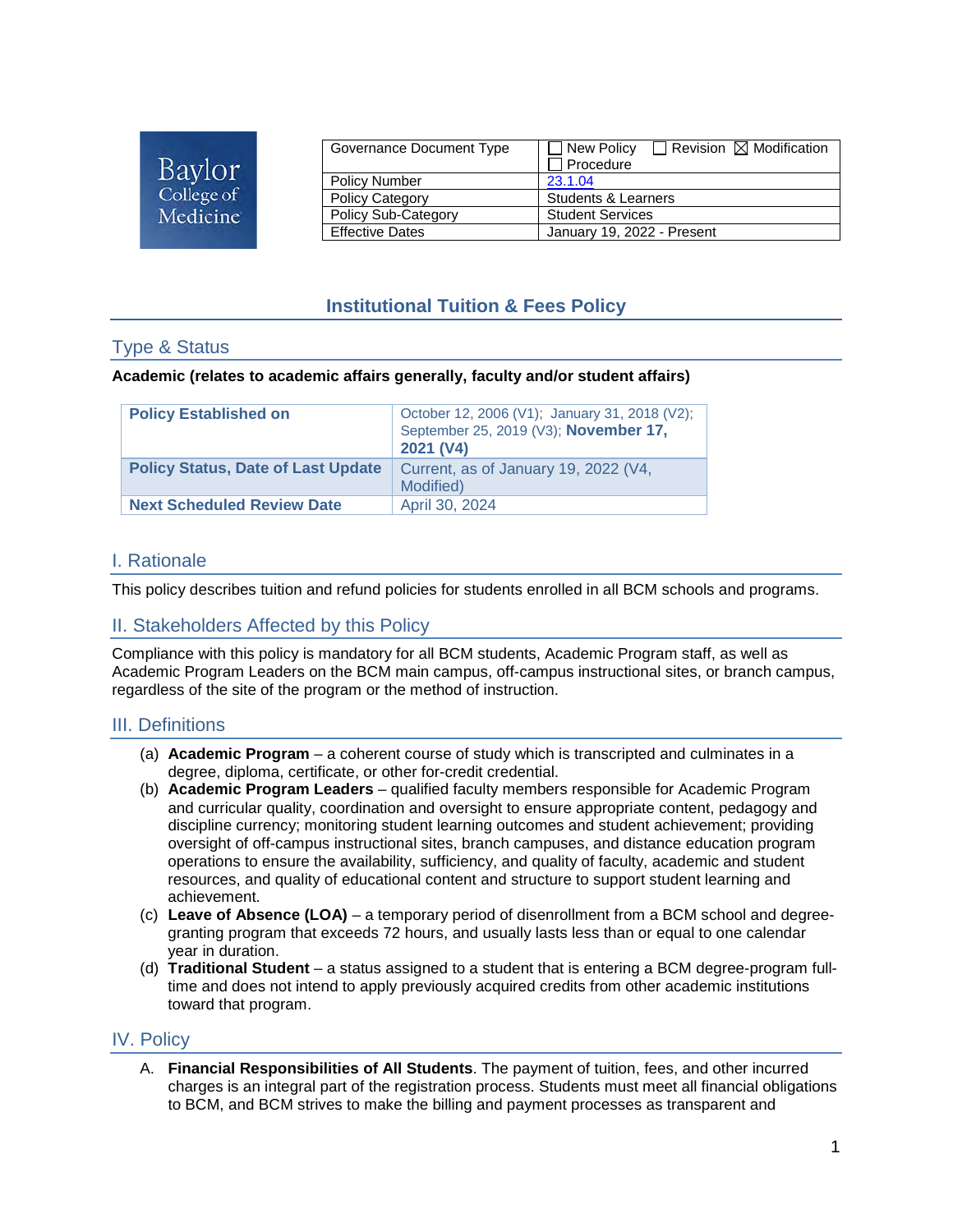Baylor College of Medicine

| Governance Document Type | ☐ New Policy ☐ Revision ☒ Modification ☐ Procedure |
|---|---|
| Policy Number | 23.1.04 |
| Policy Category | Students & Learners |
| Policy Sub-Category | Student Services |
| Effective Dates | January 19, 2022 - Present |

# Institutional Tuition & Fees Policy

## Type & Status

**Academic (relates to academic affairs generally, faculty and/or student affairs)**

| **Policy Established on** | October 12, 2006 (V1); January 31, 2018 (V2); September 25, 2019 (V3); **November 17, 2021 (V4)** |
|---|---|
| **Policy Status, Date of Last Update** | Current, as of January 19, 2022 (V4, Modified) |
| **Next Scheduled Review Date** | April 30, 2024 |

## I. Rationale

This policy describes tuition and refund policies for students enrolled in all BCM schools and programs.

## II. Stakeholders Affected by this Policy

Compliance with this policy is mandatory for all BCM students, Academic Program staff, as well as Academic Program Leaders on the BCM main campus, off-campus instructional sites, or branch campus, regardless of the site of the program or the method of instruction.

## III. Definitions

(a) **Academic Program** – a coherent course of study which is transcripted and culminates in a degree, diploma, certificate, or other for-credit credential.

(b) **Academic Program Leaders** – qualified faculty members responsible for Academic Program and curricular quality, coordination and oversight to ensure appropriate content, pedagogy and discipline currency; monitoring student learning outcomes and student achievement; providing oversight of off-campus instructional sites, branch campuses, and distance education program operations to ensure the availability, sufficiency, and quality of faculty, academic and student resources, and quality of educational content and structure to support student learning and achievement.

(c) **Leave of Absence (LOA)** – a temporary period of disenrollment from a BCM school and degree-granting program that exceeds 72 hours, and usually lasts less than or equal to one calendar year in duration.

(d) **Traditional Student** – a status assigned to a student that is entering a BCM degree-program full-time and does not intend to apply previously acquired credits from other academic institutions toward that program.

## IV. Policy

A. **Financial Responsibilities of All Students**. The payment of tuition, fees, and other incurred charges is an integral part of the registration process. Students must meet all financial obligations to BCM, and BCM strives to make the billing and payment processes as transparent and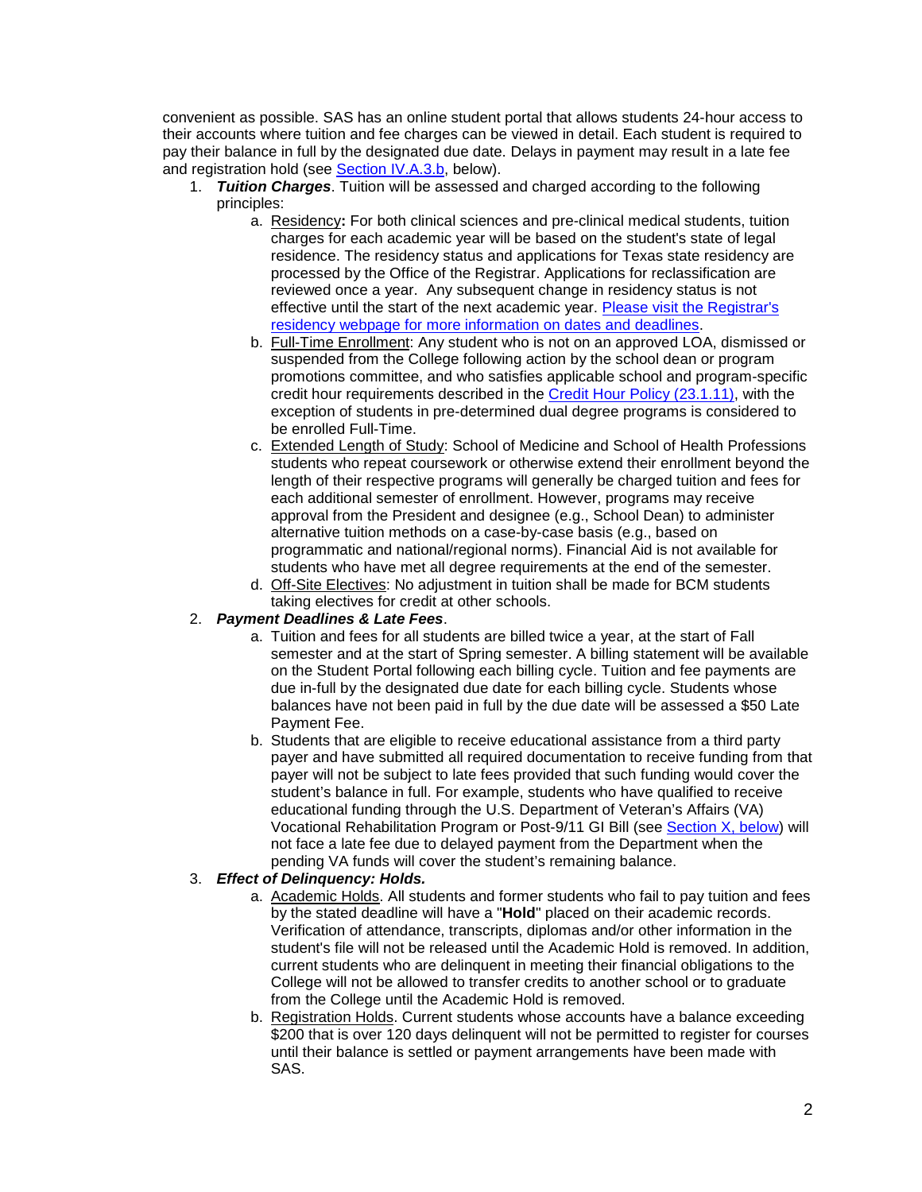convenient as possible. SAS has an online student portal that allows students 24-hour access to their accounts where tuition and fee charges can be viewed in detail. Each student is required to pay their balance in full by the designated due date. Delays in payment may result in a late fee and registration hold (see Section IV.A.3.b, below).

1. ***Tuition Charges***. Tuition will be assessed and charged according to the following principles:
    a. Residency**:** For both clinical sciences and pre-clinical medical students, tuition charges for each academic year will be based on the student's state of legal residence. The residency status and applications for Texas state residency are processed by the Office of the Registrar. Applications for reclassification are reviewed once a year. Any subsequent change in residency status is not effective until the start of the next academic year. Please visit the Registrar's residency webpage for more information on dates and deadlines.
    b. Full-Time Enrollment: Any student who is not on an approved LOA, dismissed or suspended from the College following action by the school dean or program promotions committee, and who satisfies applicable school and program-specific credit hour requirements described in the Credit Hour Policy (23.1.11), with the exception of students in pre-determined dual degree programs is considered to be enrolled Full-Time.
    c. Extended Length of Study: School of Medicine and School of Health Professions students who repeat coursework or otherwise extend their enrollment beyond the length of their respective programs will generally be charged tuition and fees for each additional semester of enrollment. However, programs may receive approval from the President and designee (e.g., School Dean) to administer alternative tuition methods on a case-by-case basis (e.g., based on programmatic and national/regional norms). Financial Aid is not available for students who have met all degree requirements at the end of the semester.
    d. Off-Site Electives: No adjustment in tuition shall be made for BCM students taking electives for credit at other schools.
2. ***Payment Deadlines & Late Fees***.
    a. Tuition and fees for all students are billed twice a year, at the start of Fall semester and at the start of Spring semester. A billing statement will be available on the Student Portal following each billing cycle. Tuition and fee payments are due in-full by the designated due date for each billing cycle. Students whose balances have not been paid in full by the due date will be assessed a $50 Late Payment Fee.
    b. Students that are eligible to receive educational assistance from a third party payer and have submitted all required documentation to receive funding from that payer will not be subject to late fees provided that such funding would cover the student's balance in full. For example, students who have qualified to receive educational funding through the U.S. Department of Veteran's Affairs (VA) Vocational Rehabilitation Program or Post-9/11 GI Bill (see Section X, below) will not face a late fee due to delayed payment from the Department when the pending VA funds will cover the student's remaining balance.
3. ***Effect of Delinquency: Holds.***
    a. Academic Holds. All students and former students who fail to pay tuition and fees by the stated deadline will have a "**Hold**" placed on their academic records. Verification of attendance, transcripts, diplomas and/or other information in the student's file will not be released until the Academic Hold is removed. In addition, current students who are delinquent in meeting their financial obligations to the College will not be allowed to transfer credits to another school or to graduate from the College until the Academic Hold is removed.
    b. Registration Holds. Current students whose accounts have a balance exceeding $200 that is over 120 days delinquent will not be permitted to register for courses until their balance is settled or payment arrangements have been made with SAS.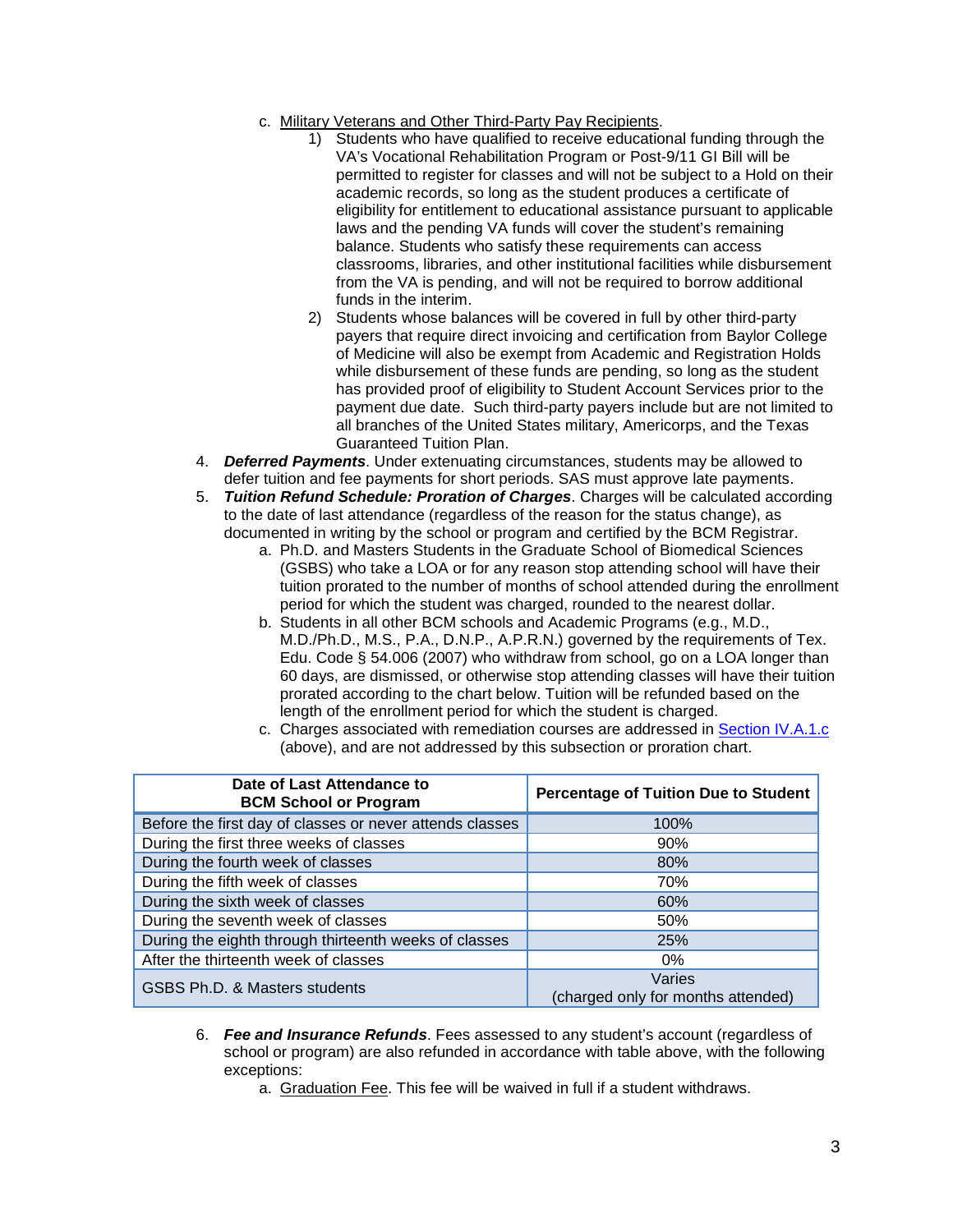c. Military Veterans and Other Third-Party Pay Recipients.

   1) Students who have qualified to receive educational funding through the VA's Vocational Rehabilitation Program or Post-9/11 GI Bill will be permitted to register for classes and will not be subject to a Hold on their academic records, so long as the student produces a certificate of eligibility for entitlement to educational assistance pursuant to applicable laws and the pending VA funds will cover the student's remaining balance. Students who satisfy these requirements can access classrooms, libraries, and other institutional facilities while disbursement from the VA is pending, and will not be required to borrow additional funds in the interim.
   2) Students whose balances will be covered in full by other third-party payers that require direct invoicing and certification from Baylor College of Medicine will also be exempt from Academic and Registration Holds while disbursement of these funds are pending, so long as the student has provided proof of eligibility to Student Account Services prior to the payment due date. Such third-party payers include but are not limited to all branches of the United States military, Americorps, and the Texas Guaranteed Tuition Plan.

4. ***Deferred Payments***. Under extenuating circumstances, students may be allowed to defer tuition and fee payments for short periods. SAS must approve late payments.
5. ***Tuition Refund Schedule: Proration of Charges***. Charges will be calculated according to the date of last attendance (regardless of the reason for the status change), as documented in writing by the school or program and certified by the BCM Registrar.
   a. Ph.D. and Masters Students in the Graduate School of Biomedical Sciences (GSBS) who take a LOA or for any reason stop attending school will have their tuition prorated to the number of months of school attended during the enrollment period for which the student was charged, rounded to the nearest dollar.
   b. Students in all other BCM schools and Academic Programs (e.g., M.D., M.D./Ph.D., M.S., P.A., D.N.P., A.P.R.N.) governed by the requirements of Tex. Edu. Code § 54.006 (2007) who withdraw from school, go on a LOA longer than 60 days, are dismissed, or otherwise stop attending classes will have their tuition prorated according to the chart below. Tuition will be refunded based on the length of the enrollment period for which the student is charged.
   c. Charges associated with remediation courses are addressed in Section IV.A.1.c (above), and are not addressed by this subsection or proration chart.

| Date of Last Attendance to BCM School or Program | Percentage of Tuition Due to Student |
|---|---|
| Before the first day of classes or never attends classes | 100% |
| During the first three weeks of classes | 90% |
| During the fourth week of classes | 80% |
| During the fifth week of classes | 70% |
| During the sixth week of classes | 60% |
| During the seventh week of classes | 50% |
| During the eighth through thirteenth weeks of classes | 25% |
| After the thirteenth week of classes | 0% |
| GSBS Ph.D. & Masters students | Varies (charged only for months attended) |

6. ***Fee and Insurance Refunds***. Fees assessed to any student's account (regardless of school or program) are also refunded in accordance with table above, with the following exceptions:
   a. Graduation Fee. This fee will be waived in full if a student withdraws.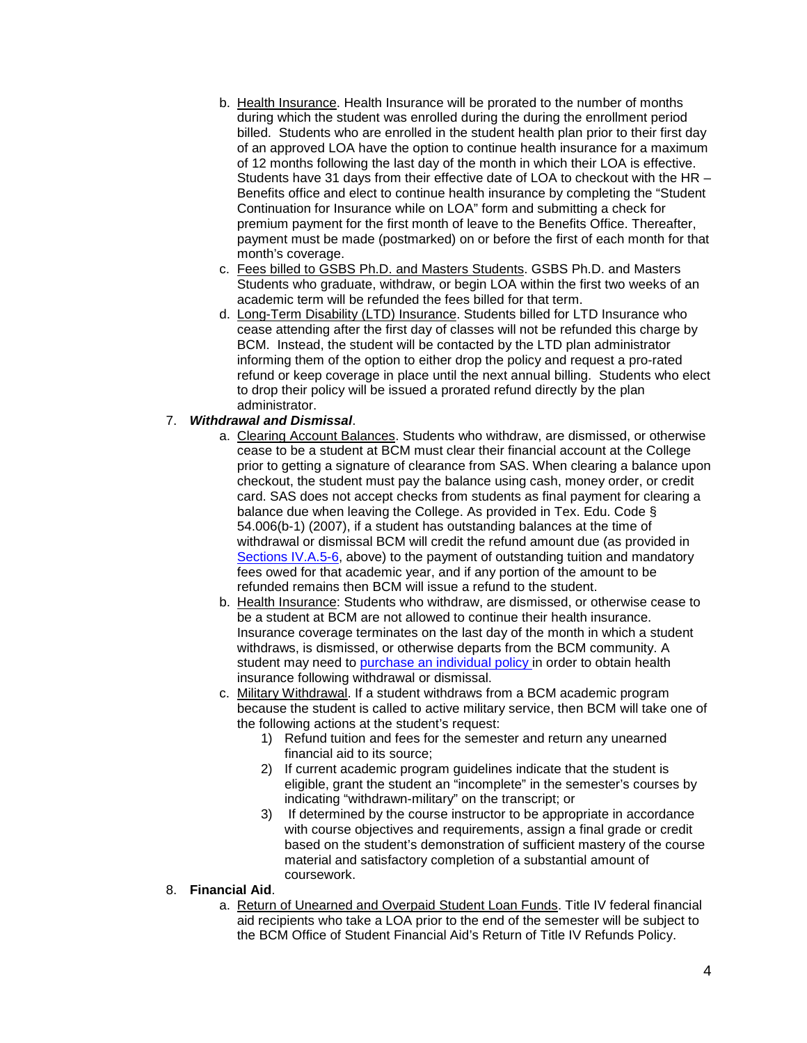b. <u>Health Insurance</u>. Health Insurance will be prorated to the number of months during which the student was enrolled during the during the enrollment period billed. Students who are enrolled in the student health plan prior to their first day of an approved LOA have the option to continue health insurance for a maximum of 12 months following the last day of the month in which their LOA is effective. Students have 31 days from their effective date of LOA to checkout with the HR – Benefits office and elect to continue health insurance by completing the "Student Continuation for Insurance while on LOA" form and submitting a check for premium payment for the first month of leave to the Benefits Office. Thereafter, payment must be made (postmarked) on or before the first of each month for that month's coverage.
   c. <u>Fees billed to GSBS Ph.D. and Masters Students</u>. GSBS Ph.D. and Masters Students who graduate, withdraw, or begin LOA within the first two weeks of an academic term will be refunded the fees billed for that term.
   d. <u>Long-Term Disability (LTD) Insurance</u>. Students billed for LTD Insurance who cease attending after the first day of classes will not be refunded this charge by BCM. Instead, the student will be contacted by the LTD plan administrator informing them of the option to either drop the policy and request a pro-rated refund or keep coverage in place until the next annual billing. Students who elect to drop their policy will be issued a prorated refund directly by the plan administrator.

7. ***Withdrawal and Dismissal***.
   a. <u>Clearing Account Balances</u>. Students who withdraw, are dismissed, or otherwise cease to be a student at BCM must clear their financial account at the College prior to getting a signature of clearance from SAS. When clearing a balance upon checkout, the student must pay the balance using cash, money order, or credit card. SAS does not accept checks from students as final payment for clearing a balance due when leaving the College. As provided in Tex. Edu. Code § 54.006(b-1) (2007), if a student has outstanding balances at the time of withdrawal or dismissal BCM will credit the refund amount due (as provided in Sections IV.A.5-6, above) to the payment of outstanding tuition and mandatory fees owed for that academic year, and if any portion of the amount to be refunded remains then BCM will issue a refund to the student.
   b. <u>Health Insurance</u>: Students who withdraw, are dismissed, or otherwise cease to be a student at BCM are not allowed to continue their health insurance. Insurance coverage terminates on the last day of the month in which a student withdraws, is dismissed, or otherwise departs from the BCM community. A student may need to purchase an individual policy in order to obtain health insurance following withdrawal or dismissal.
   c. <u>Military Withdrawal</u>. If a student withdraws from a BCM academic program because the student is called to active military service, then BCM will take one of the following actions at the student's request:
      1) Refund tuition and fees for the semester and return any unearned financial aid to its source;
      2) If current academic program guidelines indicate that the student is eligible, grant the student an "incomplete" in the semester's courses by indicating "withdrawn-military" on the transcript; or
      3) If determined by the course instructor to be appropriate in accordance with course objectives and requirements, assign a final grade or credit based on the student's demonstration of sufficient mastery of the course material and satisfactory completion of a substantial amount of coursework.

8. **Financial Aid**.
   a. <u>Return of Unearned and Overpaid Student Loan Funds</u>. Title IV federal financial aid recipients who take a LOA prior to the end of the semester will be subject to the BCM Office of Student Financial Aid's Return of Title IV Refunds Policy.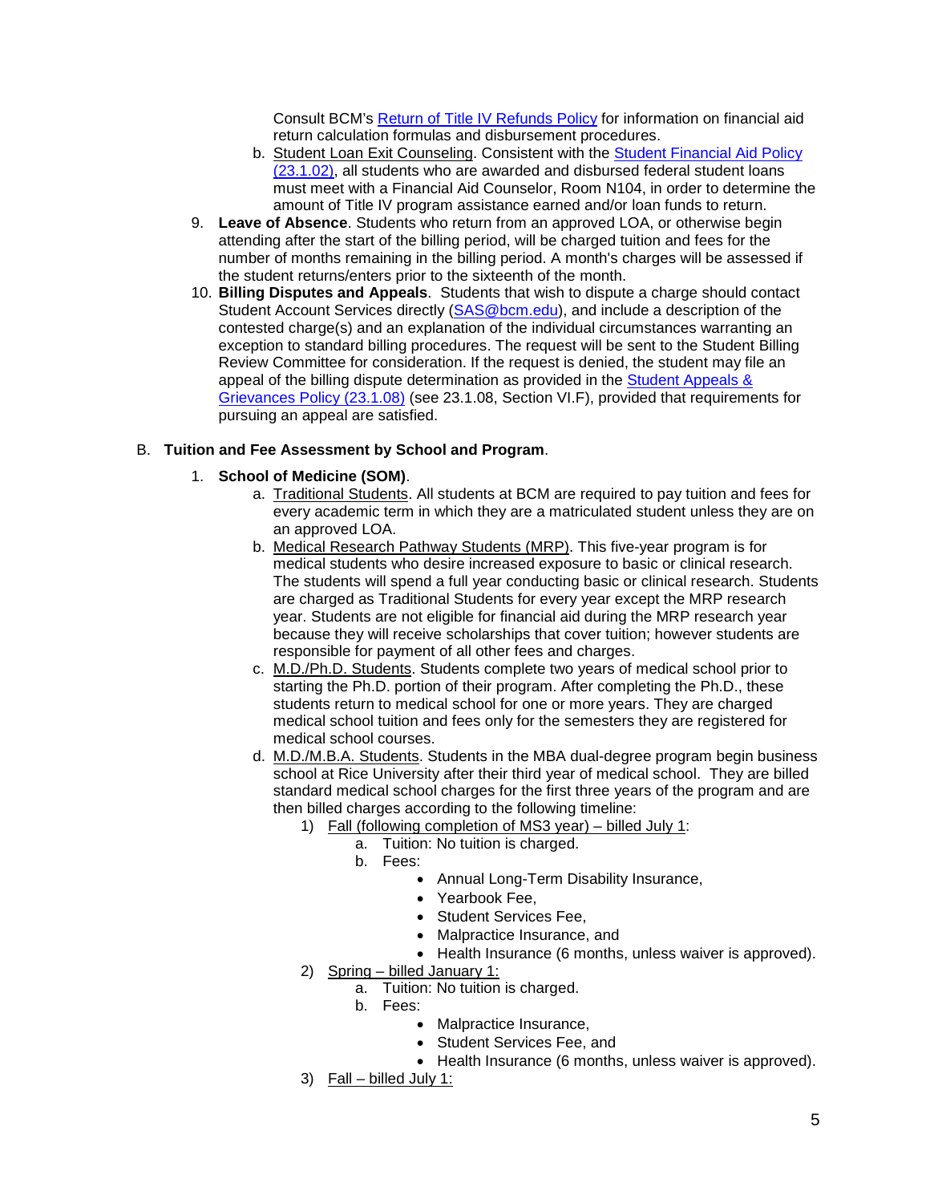Consult BCM's [Return of Title IV Refunds Policy] for information on financial aid return calculation formulas and disbursement procedures.

   b. Student Loan Exit Counseling. Consistent with the [Student Financial Aid Policy (23.1.02)], all students who are awarded and disbursed federal student loans must meet with a Financial Aid Counselor, Room N104, in order to determine the amount of Title IV program assistance earned and/or loan funds to return.

9. **Leave of Absence**. Students who return from an approved LOA, or otherwise begin attending after the start of the billing period, will be charged tuition and fees for the number of months remaining in the billing period. A month's charges will be assessed if the student returns/enters prior to the sixteenth of the month.

10. **Billing Disputes and Appeals**. Students that wish to dispute a charge should contact Student Account Services directly (SAS@bcm.edu), and include a description of the contested charge(s) and an explanation of the individual circumstances warranting an exception to standard billing procedures. The request will be sent to the Student Billing Review Committee for consideration. If the request is denied, the student may file an appeal of the billing dispute determination as provided in the [Student Appeals & Grievances Policy (23.1.08)] (see 23.1.08, Section VI.F), provided that requirements for pursuing an appeal are satisfied.

B. **Tuition and Fee Assessment by School and Program**.

1. **School of Medicine (SOM)**.

   a. Traditional Students. All students at BCM are required to pay tuition and fees for every academic term in which they are a matriculated student unless they are on an approved LOA.

   b. Medical Research Pathway Students (MRP). This five-year program is for medical students who desire increased exposure to basic or clinical research. The students will spend a full year conducting basic or clinical research. Students are charged as Traditional Students for every year except the MRP research year. Students are not eligible for financial aid during the MRP research year because they will receive scholarships that cover tuition; however students are responsible for payment of all other fees and charges.

   c. M.D./Ph.D. Students. Students complete two years of medical school prior to starting the Ph.D. portion of their program. After completing the Ph.D., these students return to medical school for one or more years. They are charged medical school tuition and fees only for the semesters they are registered for medical school courses.

   d. M.D./M.B.A. Students. Students in the MBA dual-degree program begin business school at Rice University after their third year of medical school. They are billed standard medical school charges for the first three years of the program and are then billed charges according to the following timeline:

      1) Fall (following completion of MS3 year) – billed July 1:
         a. Tuition: No tuition is charged.
         b. Fees:
            - Annual Long-Term Disability Insurance,
            - Yearbook Fee,
            - Student Services Fee,
            - Malpractice Insurance, and
            - Health Insurance (6 months, unless waiver is approved).

      2) Spring – billed January 1:
         a. Tuition: No tuition is charged.
         b. Fees:
            - Malpractice Insurance,
            - Student Services Fee, and
            - Health Insurance (6 months, unless waiver is approved).

      3) Fall – billed July 1: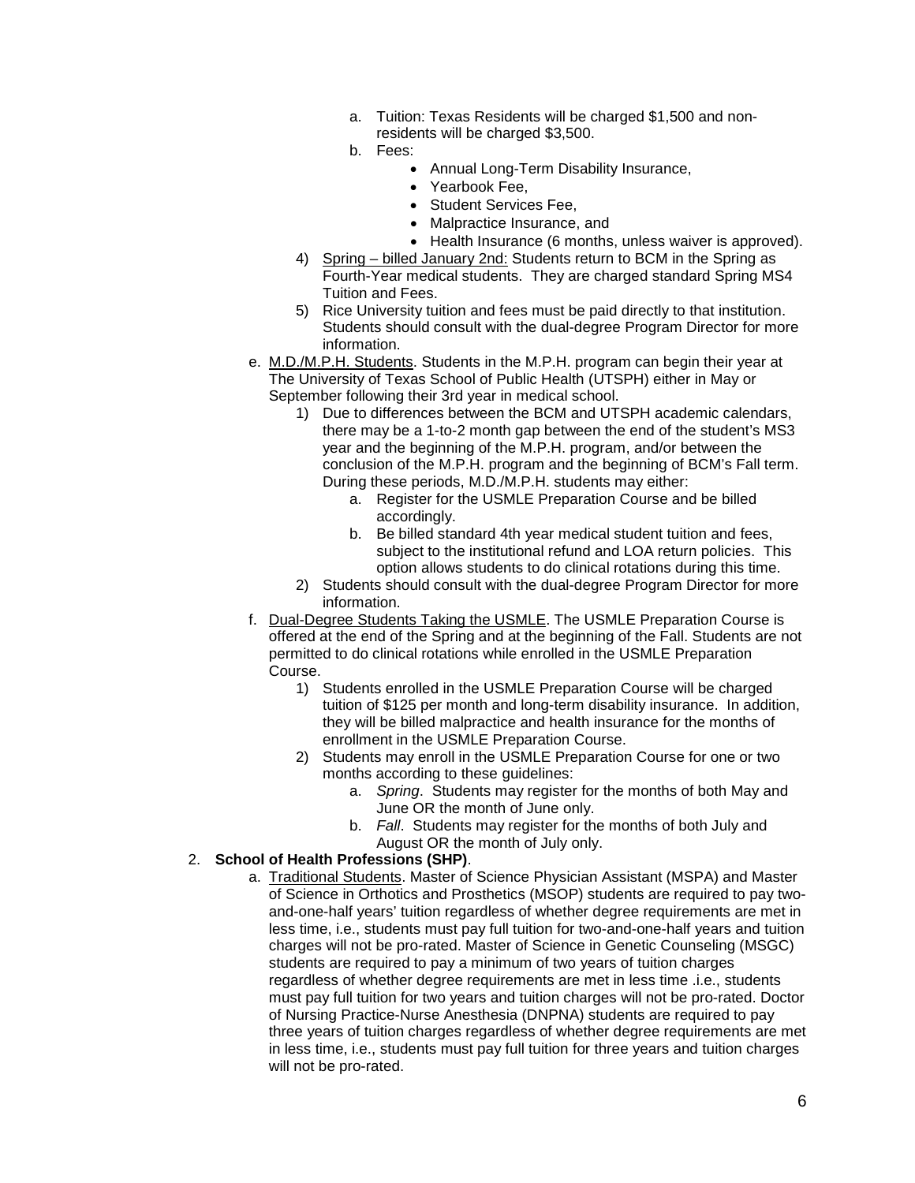a. Tuition: Texas Residents will be charged $1,500 and non-residents will be charged $3,500.
b. Fees:
   - Annual Long-Term Disability Insurance,
   - Yearbook Fee,
   - Student Services Fee,
   - Malpractice Insurance, and
   - Health Insurance (6 months, unless waiver is approved).

4) Spring – billed January 2nd: Students return to BCM in the Spring as Fourth-Year medical students. They are charged standard Spring MS4 Tuition and Fees.

5) Rice University tuition and fees must be paid directly to that institution. Students should consult with the dual-degree Program Director for more information.

e. M.D./M.P.H. Students. Students in the M.P.H. program can begin their year at The University of Texas School of Public Health (UTSPH) either in May or September following their 3rd year in medical school.

   1) Due to differences between the BCM and UTSPH academic calendars, there may be a 1-to-2 month gap between the end of the student's MS3 year and the beginning of the M.P.H. program, and/or between the conclusion of the M.P.H. program and the beginning of BCM's Fall term. During these periods, M.D./M.P.H. students may either:
      a. Register for the USMLE Preparation Course and be billed accordingly.
      b. Be billed standard 4th year medical student tuition and fees, subject to the institutional refund and LOA return policies. This option allows students to do clinical rotations during this time.
   2) Students should consult with the dual-degree Program Director for more information.

f. Dual-Degree Students Taking the USMLE. The USMLE Preparation Course is offered at the end of the Spring and at the beginning of the Fall. Students are not permitted to do clinical rotations while enrolled in the USMLE Preparation Course.

   1) Students enrolled in the USMLE Preparation Course will be charged tuition of $125 per month and long-term disability insurance. In addition, they will be billed malpractice and health insurance for the months of enrollment in the USMLE Preparation Course.
   2) Students may enroll in the USMLE Preparation Course for one or two months according to these guidelines:
      a. *Spring*. Students may register for the months of both May and June OR the month of June only.
      b. *Fall*. Students may register for the months of both July and August OR the month of July only.

2. **School of Health Professions (SHP)**.

   a. Traditional Students. Master of Science Physician Assistant (MSPA) and Master of Science in Orthotics and Prosthetics (MSOP) students are required to pay two-and-one-half years' tuition regardless of whether degree requirements are met in less time, i.e., students must pay full tuition for two-and-one-half years and tuition charges will not be pro-rated. Master of Science in Genetic Counseling (MSGC) students are required to pay a minimum of two years of tuition charges regardless of whether degree requirements are met in less time .i.e., students must pay full tuition for two years and tuition charges will not be pro-rated. Doctor of Nursing Practice-Nurse Anesthesia (DNPNA) students are required to pay three years of tuition charges regardless of whether degree requirements are met in less time, i.e., students must pay full tuition for three years and tuition charges will not be pro-rated.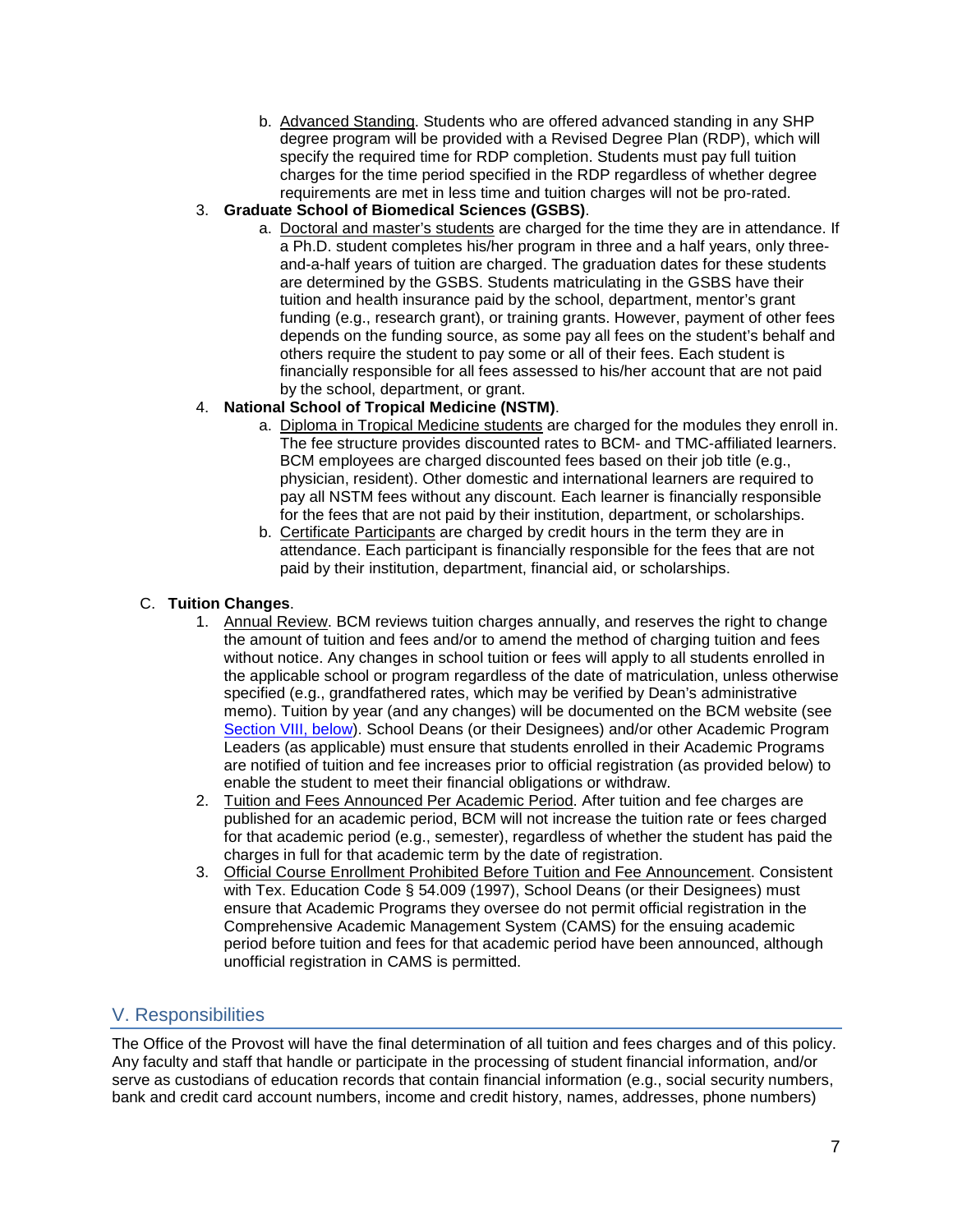b. Advanced Standing. Students who are offered advanced standing in any SHP degree program will be provided with a Revised Degree Plan (RDP), which will specify the required time for RDP completion. Students must pay full tuition charges for the time period specified in the RDP regardless of whether degree requirements are met in less time and tuition charges will not be pro-rated.

3. **Graduate School of Biomedical Sciences (GSBS)**.
   a. Doctoral and master's students are charged for the time they are in attendance. If a Ph.D. student completes his/her program in three and a half years, only three-and-a-half years of tuition are charged. The graduation dates for these students are determined by the GSBS. Students matriculating in the GSBS have their tuition and health insurance paid by the school, department, mentor's grant funding (e.g., research grant), or training grants. However, payment of other fees depends on the funding source, as some pay all fees on the student's behalf and others require the student to pay some or all of their fees. Each student is financially responsible for all fees assessed to his/her account that are not paid by the school, department, or grant.

4. **National School of Tropical Medicine (NSTM)**.
   a. Diploma in Tropical Medicine students are charged for the modules they enroll in. The fee structure provides discounted rates to BCM- and TMC-affiliated learners. BCM employees are charged discounted fees based on their job title (e.g., physician, resident). Other domestic and international learners are required to pay all NSTM fees without any discount. Each learner is financially responsible for the fees that are not paid by their institution, department, or scholarships.
   b. Certificate Participants are charged by credit hours in the term they are in attendance. Each participant is financially responsible for the fees that are not paid by their institution, department, financial aid, or scholarships.

C. **Tuition Changes**.

1. Annual Review. BCM reviews tuition charges annually, and reserves the right to change the amount of tuition and fees and/or to amend the method of charging tuition and fees without notice. Any changes in school tuition or fees will apply to all students enrolled in the applicable school or program regardless of the date of matriculation, unless otherwise specified (e.g., grandfathered rates, which may be verified by Dean's administrative memo). Tuition by year (and any changes) will be documented on the BCM website (see Section VIII, below). School Deans (or their Designees) and/or other Academic Program Leaders (as applicable) must ensure that students enrolled in their Academic Programs are notified of tuition and fee increases prior to official registration (as provided below) to enable the student to meet their financial obligations or withdraw.
2. Tuition and Fees Announced Per Academic Period. After tuition and fee charges are published for an academic period, BCM will not increase the tuition rate or fees charged for that academic period (e.g., semester), regardless of whether the student has paid the charges in full for that academic term by the date of registration.
3. Official Course Enrollment Prohibited Before Tuition and Fee Announcement. Consistent with Tex. Education Code § 54.009 (1997), School Deans (or their Designees) must ensure that Academic Programs they oversee do not permit official registration in the Comprehensive Academic Management System (CAMS) for the ensuing academic period before tuition and fees for that academic period have been announced, although unofficial registration in CAMS is permitted.

## V. Responsibilities

The Office of the Provost will have the final determination of all tuition and fees charges and of this policy. Any faculty and staff that handle or participate in the processing of student financial information, and/or serve as custodians of education records that contain financial information (e.g., social security numbers, bank and credit card account numbers, income and credit history, names, addresses, phone numbers)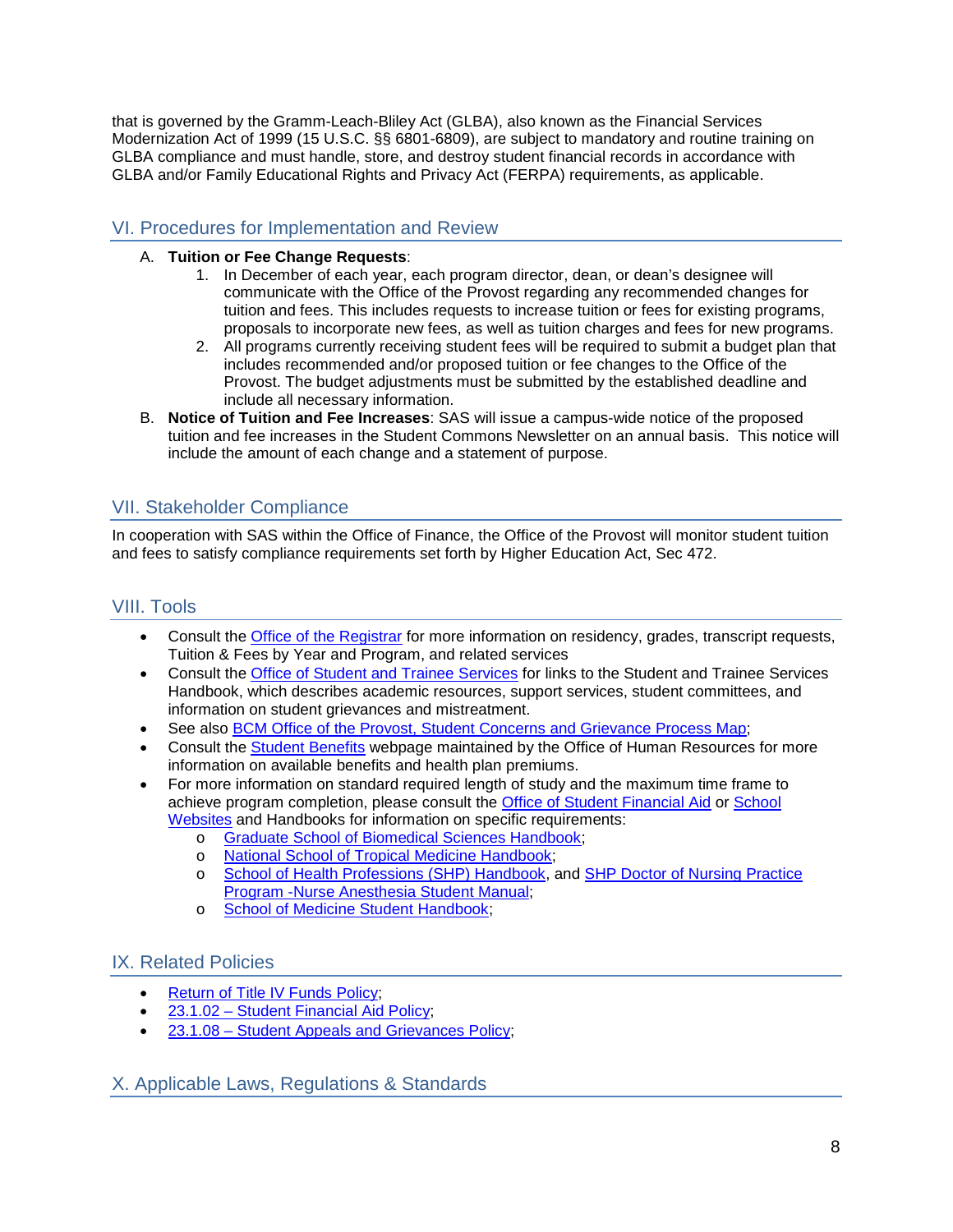that is governed by the Gramm-Leach-Bliley Act (GLBA), also known as the Financial Services Modernization Act of 1999 (15 U.S.C. §§ 6801-6809), are subject to mandatory and routine training on GLBA compliance and must handle, store, and destroy student financial records in accordance with GLBA and/or Family Educational Rights and Privacy Act (FERPA) requirements, as applicable.

## VI. Procedures for Implementation and Review

A. **Tuition or Fee Change Requests**:
   1. In December of each year, each program director, dean, or dean's designee will communicate with the Office of the Provost regarding any recommended changes for tuition and fees. This includes requests to increase tuition or fees for existing programs, proposals to incorporate new fees, as well as tuition charges and fees for new programs.
   2. All programs currently receiving student fees will be required to submit a budget plan that includes recommended and/or proposed tuition or fee changes to the Office of the Provost. The budget adjustments must be submitted by the established deadline and include all necessary information.

B. **Notice of Tuition and Fee Increases**: SAS will issue a campus-wide notice of the proposed tuition and fee increases in the Student Commons Newsletter on an annual basis. This notice will include the amount of each change and a statement of purpose.

## VII. Stakeholder Compliance

In cooperation with SAS within the Office of Finance, the Office of the Provost will monitor student tuition and fees to satisfy compliance requirements set forth by Higher Education Act, Sec 472.

## VIII. Tools

- Consult the Office of the Registrar for more information on residency, grades, transcript requests, Tuition & Fees by Year and Program, and related services
- Consult the Office of Student and Trainee Services for links to the Student and Trainee Services Handbook, which describes academic resources, support services, student committees, and information on student grievances and mistreatment.
- See also BCM Office of the Provost, Student Concerns and Grievance Process Map;
- Consult the Student Benefits webpage maintained by the Office of Human Resources for more information on available benefits and health plan premiums.
- For more information on standard required length of study and the maximum time frame to achieve program completion, please consult the Office of Student Financial Aid or School Websites and Handbooks for information on specific requirements:
  - Graduate School of Biomedical Sciences Handbook;
  - National School of Tropical Medicine Handbook;
  - School of Health Professions (SHP) Handbook, and SHP Doctor of Nursing Practice Program -Nurse Anesthesia Student Manual;
  - School of Medicine Student Handbook;

## IX. Related Policies

- Return of Title IV Funds Policy;
- 23.1.02 – Student Financial Aid Policy;
- 23.1.08 – Student Appeals and Grievances Policy;

## X. Applicable Laws, Regulations & Standards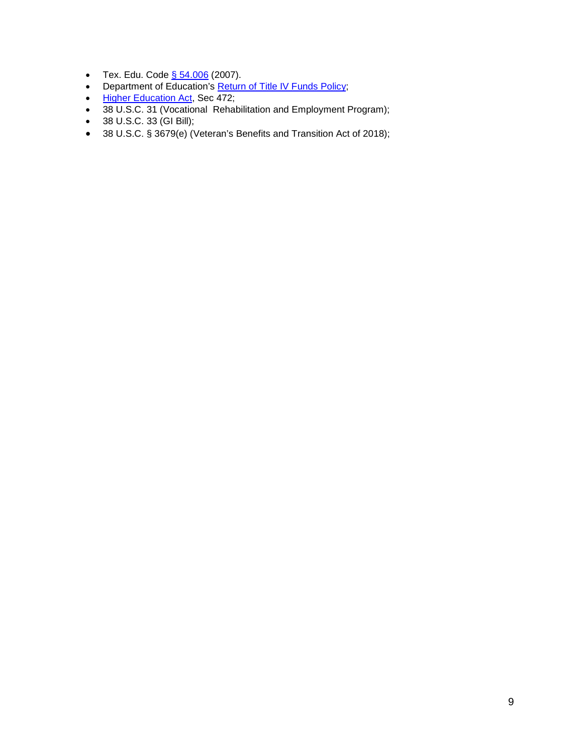- Tex. Edu. Code § 54.006 (2007).
- Department of Education's Return of Title IV Funds Policy;
- Higher Education Act, Sec 472;
- 38 U.S.C. 31 (Vocational Rehabilitation and Employment Program);
- 38 U.S.C. 33 (GI Bill);
- 38 U.S.C. § 3679(e) (Veteran's Benefits and Transition Act of 2018);